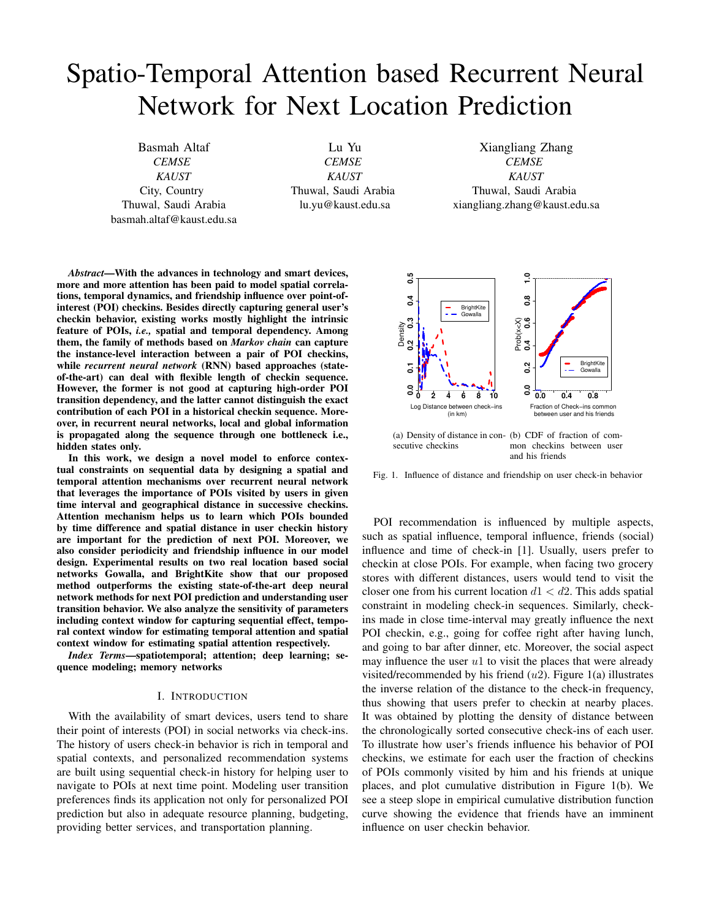# Spatio-Temporal Attention based Recurrent Neural Network for Next Location Prediction

Basmah Altaf
*CEMSE*
*KAUST*
City, Country
Thuwal, Saudi Arabia
basmah.altaf@kaust.edu.sa

Lu Yu
*CEMSE*
*KAUST*
Thuwal, Saudi Arabia
lu.yu@kaust.edu.sa

Xiangliang Zhang
*CEMSE*
*KAUST*
Thuwal, Saudi Arabia
xiangliang.zhang@kaust.edu.sa

***Abstract*—With the advances in technology and smart devices, more and more attention has been paid to model spatial correlations, temporal dynamics, and friendship influence over point-of-interest (POI) checkins. Besides directly capturing general user's checkin behavior, existing works mostly highlight the intrinsic feature of POIs, *i.e.,* spatial and temporal dependency. Among them, the family of methods based on *Markov chain* can capture the instance-level interaction between a pair of POI checkins, while *recurrent neural network* (RNN) based approaches (state-of-the-art) can deal with flexible length of checkin sequence. However, the former is not good at capturing high-order POI transition dependency, and the latter cannot distinguish the exact contribution of each POI in a historical checkin sequence. Moreover, in recurrent neural networks, local and global information is propagated along the sequence through one bottleneck i.e., hidden states only.**

**In this work, we design a novel model to enforce contextual constraints on sequential data by designing a spatial and temporal attention mechanisms over recurrent neural network that leverages the importance of POIs visited by users in given time interval and geographical distance in successive checkins. Attention mechanism helps us to learn which POIs bounded by time difference and spatial distance in user checkin history are important for the prediction of next POI. Moreover, we also consider periodicity and friendship influence in our model design. Experimental results on two real location based social networks Gowalla, and BrightKite show that our proposed method outperforms the existing state-of-the-art deep neural network methods for next POI prediction and understanding user transition behavior. We also analyze the sensitivity of parameters including context window for capturing sequential effect, temporal context window for estimating temporal attention and spatial context window for estimating spatial attention respectively.**

***Index Terms*—spatiotemporal; attention; deep learning; sequence modeling; memory networks**

## I. Introduction

With the availability of smart devices, users tend to share their point of interests (POI) in social networks via check-ins. The history of users check-in behavior is rich in temporal and spatial contexts, and personalized recommendation systems are built using sequential check-in history for helping user to navigate to POIs at next time point. Modeling user transition preferences finds its application not only for personalized POI prediction but also in adequate resource planning, budgeting, providing better services, and transportation planning.

Density
0.0 0.1 0.2 0.3 0.4 0.5
0 2 4 6 8 10
Log Distance between check–ins (in km)
BrightKite
Gowalla

(a) Density of distance in consecutive checkins

Prob(x<X)
0.0 0.2 0.4 0.6 0.8 1.0
0.0 0.4 0.8
Fraction of Check–ins common between user and his friends
BrightKite
Gowalla

(b) CDF of fraction of common checkins between user and his friends

Fig. 1. Influence of distance and friendship on user check-in behavior

POI recommendation is influenced by multiple aspects, such as spatial influence, temporal influence, friends (social) influence and time of check-in [1]. Usually, users prefer to checkin at close POIs. For example, when facing two grocery stores with different distances, users would tend to visit the closer one from his current location $d1 < d2$. This adds spatial constraint in modeling check-in sequences. Similarly, check-ins made in close time-interval may greatly influence the next POI checkin, e.g., going for coffee right after having lunch, and going to bar after dinner, etc. Moreover, the social aspect may influence the user $u1$ to visit the places that were already visited/recommended by his friend ($u2$). Figure 1(a) illustrates the inverse relation of the distance to the check-in frequency, thus showing that users prefer to checkin at nearby places. It was obtained by plotting the density of distance between the chronologically sorted consecutive check-ins of each user. To illustrate how user's friends influence his behavior of POI checkins, we estimate for each user the fraction of checkins of POIs commonly visited by him and his friends at unique places, and plot cumulative distribution in Figure 1(b). We see a steep slope in empirical cumulative distribution function curve showing the evidence that friends have an imminent influence on user checkin behavior.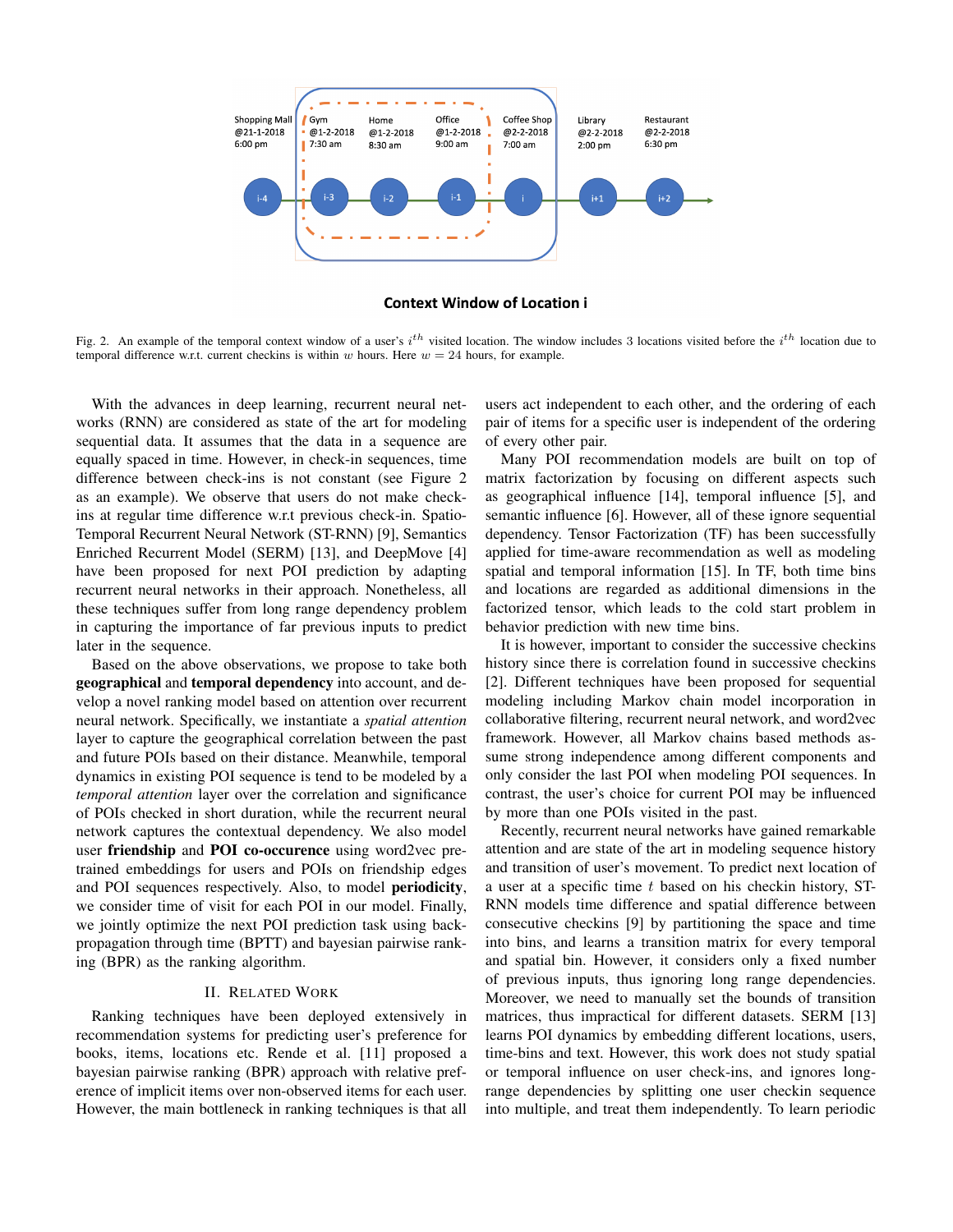Shopping Mall @21-1-2018 6:00 pm | Gym @1-2-2018 7:30 am | Home @1-2-2018 8:30 am | Office @1-2-2018 9:00 am | Coffee Shop @2-2-2018 7:00 am | Library @2-2-2018 2:00 pm | Restaurant @2-2-2018 6:30 pm

i-4 → i-3 → i-2 → i-1 → i → i+1 → i+2

**Context Window of Location i**

Fig. 2. An example of the temporal context window of a user's $i^{th}$ visited location. The window includes 3 locations visited before the $i^{th}$ location due to temporal difference w.r.t. current checkins is within $w$ hours. Here $w = 24$ hours, for example.

With the advances in deep learning, recurrent neural networks (RNN) are considered as state of the art for modeling sequential data. It assumes that the data in a sequence are equally spaced in time. However, in check-in sequences, time difference between check-ins is not constant (see Figure 2 as an example). We observe that users do not make check-ins at regular time difference w.r.t previous check-in. Spatio-Temporal Recurrent Neural Network (ST-RNN) [9], Semantics Enriched Recurrent Model (SERM) [13], and DeepMove [4] have been proposed for next POI prediction by adapting recurrent neural networks in their approach. Nonetheless, all these techniques suffer from long range dependency problem in capturing the importance of far previous inputs to predict later in the sequence.

Based on the above observations, we propose to take both **geographical** and **temporal dependency** into account, and develop a novel ranking model based on attention over recurrent neural network. Specifically, we instantiate a *spatial attention* layer to capture the geographical correlation between the past and future POIs based on their distance. Meanwhile, temporal dynamics in existing POI sequence is tend to be modeled by a *temporal attention* layer over the correlation and significance of POIs checked in short duration, while the recurrent neural network captures the contextual dependency. We also model user **friendship** and **POI co-occurence** using word2vec pre-trained embeddings for users and POIs on friendship edges and POI sequences respectively. Also, to model **periodicity**, we consider time of visit for each POI in our model. Finally, we jointly optimize the next POI prediction task using back-propagation through time (BPTT) and bayesian pairwise ranking (BPR) as the ranking algorithm.

## II. Related Work

Ranking techniques have been deployed extensively in recommendation systems for predicting user's preference for books, items, locations etc. Rende et al. [11] proposed a bayesian pairwise ranking (BPR) approach with relative preference of implicit items over non-observed items for each user. However, the main bottleneck in ranking techniques is that all users act independent to each other, and the ordering of each pair of items for a specific user is independent of the ordering of every other pair.

Many POI recommendation models are built on top of matrix factorization by focusing on different aspects such as geographical influence [14], temporal influence [5], and semantic influence [6]. However, all of these ignore sequential dependency. Tensor Factorization (TF) has been successfully applied for time-aware recommendation as well as modeling spatial and temporal information [15]. In TF, both time bins and locations are regarded as additional dimensions in the factorized tensor, which leads to the cold start problem in behavior prediction with new time bins.

It is however, important to consider the successive checkins history since there is correlation found in successive checkins [2]. Different techniques have been proposed for sequential modeling including Markov chain model incorporation in collaborative filtering, recurrent neural network, and word2vec framework. However, all Markov chains based methods assume strong independence among different components and only consider the last POI when modeling POI sequences. In contrast, the user's choice for current POI may be influenced by more than one POIs visited in the past.

Recently, recurrent neural networks have gained remarkable attention and are state of the art in modeling sequence history and transition of user's movement. To predict next location of a user at a specific time $t$ based on his checkin history, ST-RNN models time difference and spatial difference between consecutive checkins [9] by partitioning the space and time into bins, and learns a transition matrix for every temporal and spatial bin. However, it considers only a fixed number of previous inputs, thus ignoring long range dependencies. Moreover, we need to manually set the bounds of transition matrices, thus impractical for different datasets. SERM [13] learns POI dynamics by embedding different locations, users, time-bins and text. However, this work does not study spatial or temporal influence on user check-ins, and ignores long-range dependencies by splitting one user checkin sequence into multiple, and treat them independently. To learn periodic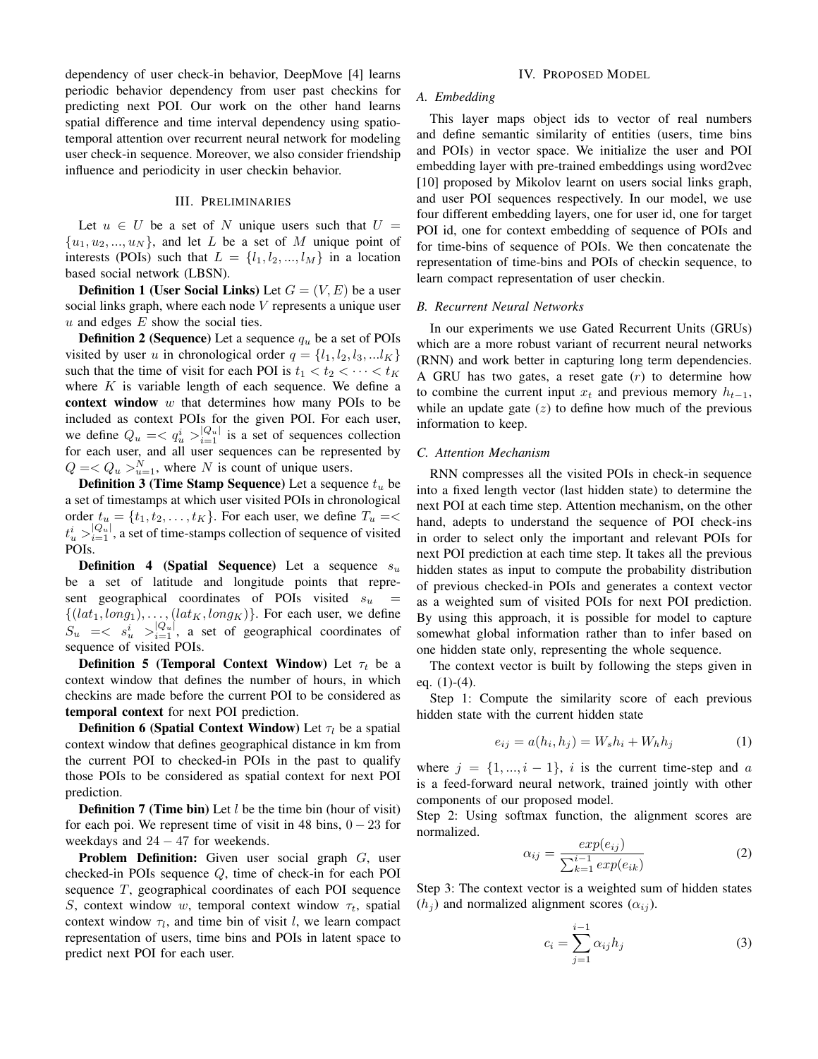dependency of user check-in behavior, DeepMove [4] learns periodic behavior dependency from user past checkins for predicting next POI. Our work on the other hand learns spatial difference and time interval dependency using spatio-temporal attention over recurrent neural network for modeling user check-in sequence. Moreover, we also consider friendship influence and periodicity in user checkin behavior.

## III. Preliminaries

Let $u \in U$ be a set of $N$ unique users such that $U = \{u_1, u_2, ..., u_N\}$, and let $L$ be a set of $M$ unique point of interests (POIs) such that $L = \{l_1, l_2, ..., l_M\}$ in a location based social network (LBSN).

**Definition 1 (User Social Links)** Let $G = (V, E)$ be a user social links graph, where each node $V$ represents a unique user $u$ and edges $E$ show the social ties.

**Definition 2 (Sequence)** Let a sequence $q_u$ be a set of POIs visited by user $u$ in chronological order $q = \{l_1, l_2, l_3, ...l_K\}$ such that the time of visit for each POI is $t_1 < t_2 < \cdots < t_K$ where $K$ is variable length of each sequence. We define a **context window** $w$ that determines how many POIs to be included as context POIs for the given POI. For each user, we define $Q_u =< q_u^i >_{i=1}^{|Q_u|}$ is a set of sequences collection for each user, and all user sequences can be represented by $Q =< Q_u >_{u=1}^{N}$, where $N$ is count of unique users.

**Definition 3 (Time Stamp Sequence)** Let a sequence $t_u$ be a set of timestamps at which user visited POIs in chronological order $t_u = \{t_1, t_2, \ldots, t_K\}$. For each user, we define $T_u =< t_u^i >_{i=1}^{|Q_u|}$, a set of time-stamps collection of sequence of visited POIs.

**Definition 4 (Spatial Sequence)** Let a sequence $s_u$ be a set of latitude and longitude points that represent geographical coordinates of POIs visited $s_u = \{(lat_1, long_1), \ldots, (lat_K, long_K)\}$. For each user, we define $S_u =< s_u^i >_{i=1}^{|Q_u|}$, a set of geographical coordinates of sequence of visited POIs.

**Definition 5 (Temporal Context Window)** Let $\tau_t$ be a context window that defines the number of hours, in which checkins are made before the current POI to be considered as **temporal context** for next POI prediction.

**Definition 6 (Spatial Context Window)** Let $\tau_l$ be a spatial context window that defines geographical distance in km from the current POI to checked-in POIs in the past to qualify those POIs to be considered as spatial context for next POI prediction.

**Definition 7 (Time bin)** Let $l$ be the time bin (hour of visit) for each poi. We represent time of visit in 48 bins, $0-23$ for weekdays and $24-47$ for weekends.

**Problem Definition:** Given user social graph $G$, user checked-in POIs sequence $Q$, time of check-in for each POI sequence $T$, geographical coordinates of each POI sequence $S$, context window $w$, temporal context window $\tau_t$, spatial context window $\tau_l$, and time bin of visit $l$, we learn compact representation of users, time bins and POIs in latent space to predict next POI for each user.

## IV. Proposed Model

### A. Embedding

This layer maps object ids to vector of real numbers and define semantic similarity of entities (users, time bins and POIs) in vector space. We initialize the user and POI embedding layer with pre-trained embeddings using word2vec [10] proposed by Mikolov learnt on users social links graph, and user POI sequences respectively. In our model, we use four different embedding layers, one for user id, one for target POI id, one for context embedding of sequence of POIs and for time-bins of sequence of POIs. We then concatenate the representation of time-bins and POIs of checkin sequence, to learn compact representation of user checkin.

### B. Recurrent Neural Networks

In our experiments we use Gated Recurrent Units (GRUs) which are a more robust variant of recurrent neural networks (RNN) and work better in capturing long term dependencies. A GRU has two gates, a reset gate ($r$) to determine how to combine the current input $x_t$ and previous memory $h_{t-1}$, while an update gate ($z$) to define how much of the previous information to keep.

### C. Attention Mechanism

RNN compresses all the visited POIs in check-in sequence into a fixed length vector (last hidden state) to determine the next POI at each time step. Attention mechanism, on the other hand, adepts to understand the sequence of POI check-ins in order to select only the important and relevant POIs for next POI prediction at each time step. It takes all the previous hidden states as input to compute the probability distribution of previous checked-in POIs and generates a context vector as a weighted sum of visited POIs for next POI prediction. By using this approach, it is possible for model to capture somewhat global information rather than to infer based on one hidden state only, representing the whole sequence.

The context vector is built by following the steps given in eq. (1)-(4).

Step 1: Compute the similarity score of each previous hidden state with the current hidden state

$$e_{ij} = a(h_i, h_j) = W_s h_i + W_h h_j \tag{1}$$

where $j = \{1, ..., i-1\}$, $i$ is the current time-step and $a$ is a feed-forward neural network, trained jointly with other components of our proposed model.

Step 2: Using softmax function, the alignment scores are normalized.

$$\alpha_{ij} = \frac{exp(e_{ij})}{\sum_{k=1}^{i-1} exp(e_{ik})} \tag{2}$$

Step 3: The context vector is a weighted sum of hidden states ($h_j$) and normalized alignment scores ($\alpha_{ij}$).

$$c_i = \sum_{j=1}^{i-1} \alpha_{ij} h_j \tag{3}$$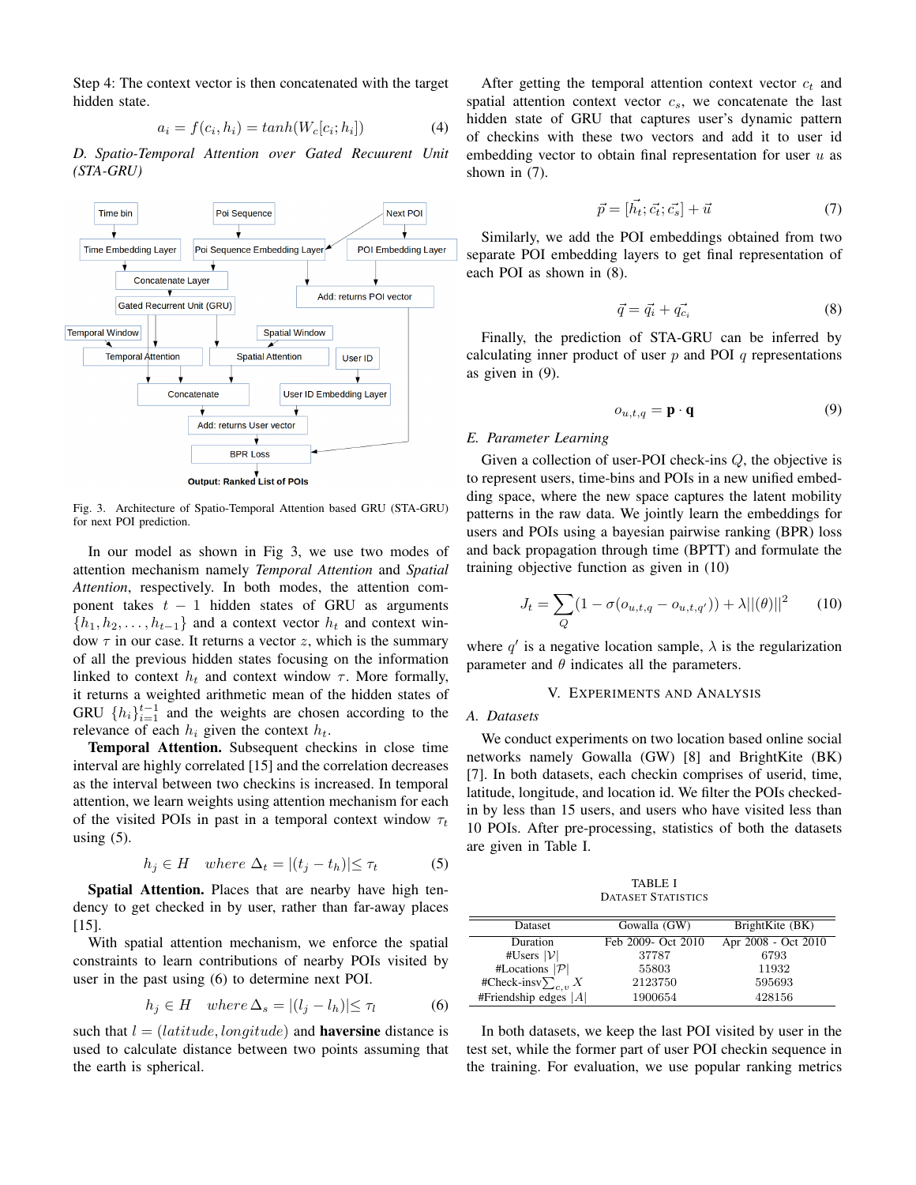Step 4: The context vector is then concatenated with the target hidden state.

$$a_i = f(c_i, h_i) = tanh(W_c[c_i; h_i]) \tag{4}$$

### D. Spatio-Temporal Attention over Gated Recurrent Unit (STA-GRU)

Fig. 3. Architecture of Spatio-Temporal Attention based GRU (STA-GRU) for next POI prediction.

In our model as shown in Fig 3, we use two modes of attention mechanism namely *Temporal Attention* and *Spatial Attention*, respectively. In both modes, the attention component takes $t-1$ hidden states of GRU as arguments $\{h_1, h_2, \ldots, h_{t-1}\}$ and a context vector $h_t$ and context window $\tau$ in our case. It returns a vector $z$, which is the summary of all the previous hidden states focusing on the information linked to context $h_t$ and context window $\tau$. More formally, it returns a weighted arithmetic mean of the hidden states of GRU $\{h_i\}_{i=1}^{t-1}$ and the weights are chosen according to the relevance of each $h_i$ given the context $h_t$.

**Temporal Attention.** Subsequent checkins in close time interval are highly correlated [15] and the correlation decreases as the interval between two checkins is increased. In temporal attention, we learn weights using attention mechanism for each of the visited POIs in past in a temporal context window $\tau_t$ using (5).

$$h_j \in H \quad where\ \Delta_t = |(t_j - t_h)| \leq \tau_t \tag{5}$$

**Spatial Attention.** Places that are nearby have high tendency to get checked in by user, rather than far-away places [15].

With spatial attention mechanism, we enforce the spatial constraints to learn contributions of nearby POIs visited by user in the past using (6) to determine next POI.

$$h_j \in H \quad where\ \Delta_s = |(l_j - l_h)| \leq \tau_l \tag{6}$$

such that $l = (latitude, longitude)$ and **haversine** distance is used to calculate distance between two points assuming that the earth is spherical.

After getting the temporal attention context vector $c_t$ and spatial attention context vector $c_s$, we concatenate the last hidden state of GRU that captures user's dynamic pattern of checkins with these two vectors and add it to user id embedding vector to obtain final representation for user $u$ as shown in (7).

$$\vec{p} = [\vec{h_t}; \vec{c_t}; \vec{c_s}] + \vec{u} \tag{7}$$

Similarly, we add the POI embeddings obtained from two separate POI embedding layers to get final representation of each POI as shown in (8).

$$\vec{q} = \vec{q_i} + \vec{q_{c_i}} \tag{8}$$

Finally, the prediction of STA-GRU can be inferred by calculating inner product of user $p$ and POI $q$ representations as given in (9).

$$o_{u,t,q} = \mathbf{p} \cdot \mathbf{q} \tag{9}$$

### E. Parameter Learning

Given a collection of user-POI check-ins $Q$, the objective is to represent users, time-bins and POIs in a new unified embedding space, where the new space captures the latent mobility patterns in the raw data. We jointly learn the embeddings for users and POIs using a bayesian pairwise ranking (BPR) loss and back propagation through time (BPTT) and formulate the training objective function as given in (10)

$$J_t = \sum_{Q}(1 - \sigma(o_{u,t,q} - o_{u,t,q'})) + \lambda||(\theta)||^2 \tag{10}$$

where $q'$ is a negative location sample, $\lambda$ is the regularization parameter and $\theta$ indicates all the parameters.

## V. Experiments and Analysis

### A. Datasets

We conduct experiments on two location based online social networks namely Gowalla (GW) [8] and BrightKite (BK) [7]. In both datasets, each checkin comprises of userid, time, latitude, longitude, and location id. We filter the POIs checked-in by less than 15 users, and users who have visited less than 10 POIs. After pre-processing, statistics of both the datasets are given in Table I.

TABLE I
Dataset Statistics

| Dataset | Gowalla (GW) | BrightKite (BK) |
|---|---|---|
| Duration | Feb 2009- Oct 2010 | Apr 2008 - Oct 2010 |
| #Users $\|\mathcal{V}\|$ | 37787 | 6793 |
| #Locations $\|\mathcal{P}\|$ | 55803 | 11932 |
| #Check-insv$\sum_{c,v} X$ | 2123750 | 595693 |
| #Friendship edges $\|A\|$ | 1900654 | 428156 |

In both datasets, we keep the last POI visited by user in the test set, while the former part of user POI checkin sequence in the training. For evaluation, we use popular ranking metrics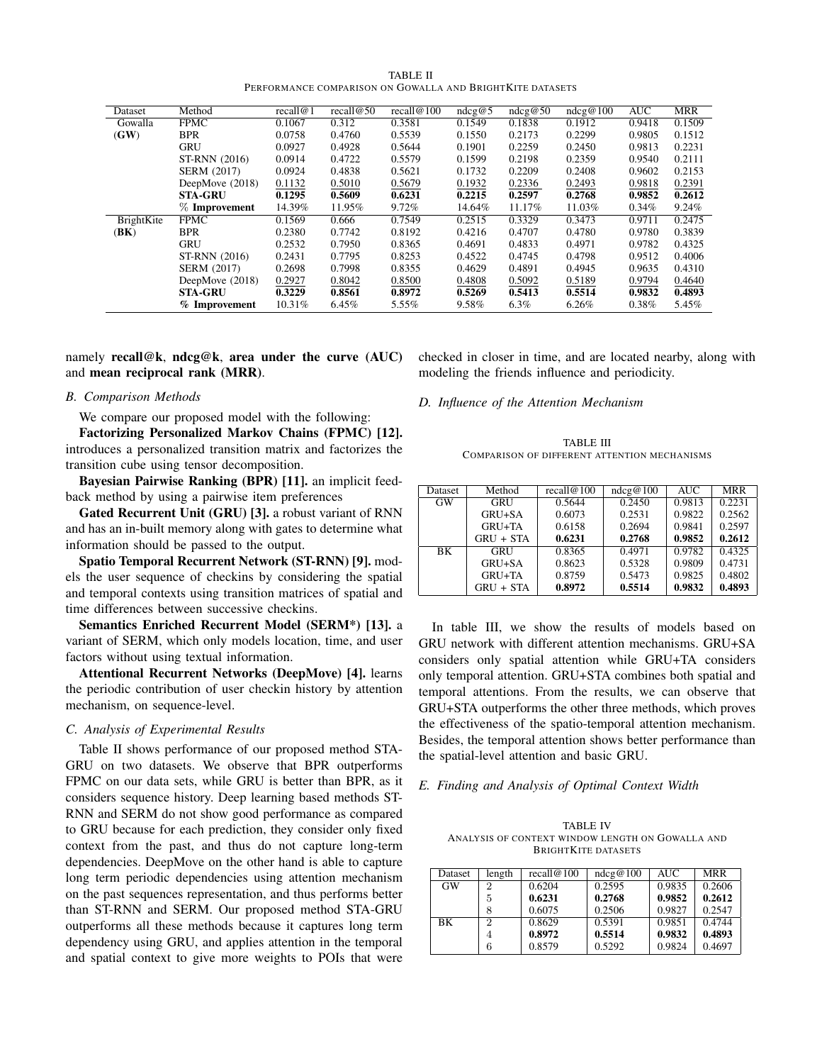TABLE II
PERFORMANCE COMPARISON ON GOWALLA AND BRIGHTKITE DATASETS

| Dataset | Method | recall@1 | recall@50 | recall@100 | ndcg@5 | ndcg@50 | ndcg@100 | AUC | MRR |
|---|---|---|---|---|---|---|---|---|---|
| Gowalla | FPMC | 0.1067 | 0.312 | 0.3581 | 0.1549 | 0.1838 | 0.1912 | 0.9418 | 0.1509 |
| (**GW**) | BPR | 0.0758 | 0.4760 | 0.5539 | 0.1550 | 0.2173 | 0.2299 | 0.9805 | 0.1512 |
| | GRU | 0.0927 | 0.4928 | 0.5644 | 0.1901 | 0.2259 | 0.2450 | 0.9813 | 0.2231 |
| | ST-RNN (2016) | 0.0914 | 0.4722 | 0.5579 | 0.1599 | 0.2198 | 0.2359 | 0.9540 | 0.2111 |
| | SERM (2017) | 0.0924 | 0.4838 | 0.5621 | 0.1732 | 0.2209 | 0.2408 | 0.9602 | 0.2153 |
| | DeepMove (2018) | 0.1132 | 0.5010 | 0.5679 | 0.1932 | 0.2336 | 0.2493 | 0.9818 | 0.2391 |
| | **STA-GRU** | **0.1295** | **0.5609** | **0.6231** | **0.2215** | **0.2597** | **0.2768** | **0.9852** | **0.2612** |
| | % **Improvement** | 14.39% | 11.95% | 9.72% | 14.64% | 11.17% | 11.03% | 0.34% | 9.24% |
| BrightKite | FPMC | 0.1569 | 0.666 | 0.7549 | 0.2515 | 0.3329 | 0.3473 | 0.9711 | 0.2475 |
| (**BK**) | BPR | 0.2380 | 0.7742 | 0.8192 | 0.4216 | 0.4707 | 0.4780 | 0.9780 | 0.3839 |
| | GRU | 0.2532 | 0.7950 | 0.8365 | 0.4691 | 0.4833 | 0.4971 | 0.9782 | 0.4325 |
| | ST-RNN (2016) | 0.2431 | 0.7795 | 0.8253 | 0.4522 | 0.4745 | 0.4798 | 0.9512 | 0.4006 |
| | SERM (2017) | 0.2698 | 0.7998 | 0.8355 | 0.4629 | 0.4891 | 0.4945 | 0.9635 | 0.4310 |
| | DeepMove (2018) | 0.2927 | 0.8042 | 0.8500 | 0.4808 | 0.5092 | 0.5189 | 0.9794 | 0.4640 |
| | **STA-GRU** | **0.3229** | **0.8561** | **0.8972** | **0.5269** | **0.5413** | **0.5514** | **0.9832** | **0.4893** |
| | **% Improvement** | 10.31% | 6.45% | 5.55% | 9.58% | 6.3% | 6.26% | 0.38% | 5.45% |

namely **recall@k**, **ndcg@k**, **area under the curve (AUC)** and **mean reciprocal rank (MRR)**.

### B. Comparison Methods

We compare our proposed model with the following:

**Factorizing Personalized Markov Chains (FPMC) [12].** introduces a personalized transition matrix and factorizes the transition cube using tensor decomposition.

**Bayesian Pairwise Ranking (BPR) [11].** an implicit feedback method by using a pairwise item preferences

**Gated Recurrent Unit (GRU) [3].** a robust variant of RNN and has an in-built memory along with gates to determine what information should be passed to the output.

**Spatio Temporal Recurrent Network (ST-RNN) [9].** models the user sequence of checkins by considering the spatial and temporal contexts using transition matrices of spatial and time differences between successive checkins.

**Semantics Enriched Recurrent Model (SERM\*) [13].** a variant of SERM, which only models location, time, and user factors without using textual information.

**Attentional Recurrent Networks (DeepMove) [4].** learns the periodic contribution of user checkin history by attention mechanism, on sequence-level.

### C. Analysis of Experimental Results

Table II shows performance of our proposed method STA-GRU on two datasets. We observe that BPR outperforms FPMC on our data sets, while GRU is better than BPR, as it considers sequence history. Deep learning based methods ST-RNN and SERM do not show good performance as compared to GRU because for each prediction, they consider only fixed context from the past, and thus do not capture long-term dependencies. DeepMove on the other hand is able to capture long term periodic dependencies using attention mechanism on the past sequences representation, and thus performs better than ST-RNN and SERM. Our proposed method STA-GRU outperforms all these methods because it captures long term dependency using GRU, and applies attention in the temporal and spatial context to give more weights to POIs that were checked in closer in time, and are located nearby, along with modeling the friends influence and periodicity.

### D. Influence of the Attention Mechanism

TABLE III
COMPARISON OF DIFFERENT ATTENTION MECHANISMS

| Dataset | Method | recall@100 | ndcg@100 | AUC | MRR |
|---|---|---|---|---|---|
| GW | GRU | 0.5644 | 0.2450 | 0.9813 | 0.2231 |
| | GRU+SA | 0.6073 | 0.2531 | 0.9822 | 0.2562 |
| | GRU+TA | 0.6158 | 0.2694 | 0.9841 | 0.2597 |
| | GRU + STA | **0.6231** | **0.2768** | **0.9852** | **0.2612** |
| BK | GRU | 0.8365 | 0.4971 | 0.9782 | 0.4325 |
| | GRU+SA | 0.8623 | 0.5328 | 0.9809 | 0.4731 |
| | GRU+TA | 0.8759 | 0.5473 | 0.9825 | 0.4802 |
| | GRU + STA | **0.8972** | **0.5514** | **0.9832** | **0.4893** |

In table III, we show the results of models based on GRU network with different attention mechanisms. GRU+SA considers only spatial attention while GRU+TA considers only temporal attention. GRU+STA combines both spatial and temporal attentions. From the results, we can observe that GRU+STA outperforms the other three methods, which proves the effectiveness of the spatio-temporal attention mechanism. Besides, the temporal attention shows better performance than the spatial-level attention and basic GRU.

### E. Finding and Analysis of Optimal Context Width

TABLE IV
ANALYSIS OF CONTEXT WINDOW LENGTH ON GOWALLA AND BRIGHTKITE DATASETS

| Dataset | length | recall@100 | ndcg@100 | AUC | MRR |
|---|---|---|---|---|---|
| GW | 2 | 0.6204 | 0.2595 | 0.9835 | 0.2606 |
| | 5 | **0.6231** | **0.2768** | **0.9852** | **0.2612** |
| | 8 | 0.6075 | 0.2506 | 0.9827 | 0.2547 |
| BK | 2 | 0.8629 | 0.5391 | 0.9851 | 0.4744 |
| | 4 | **0.8972** | **0.5514** | **0.9832** | **0.4893** |
| | 6 | 0.8579 | 0.5292 | 0.9824 | 0.4697 |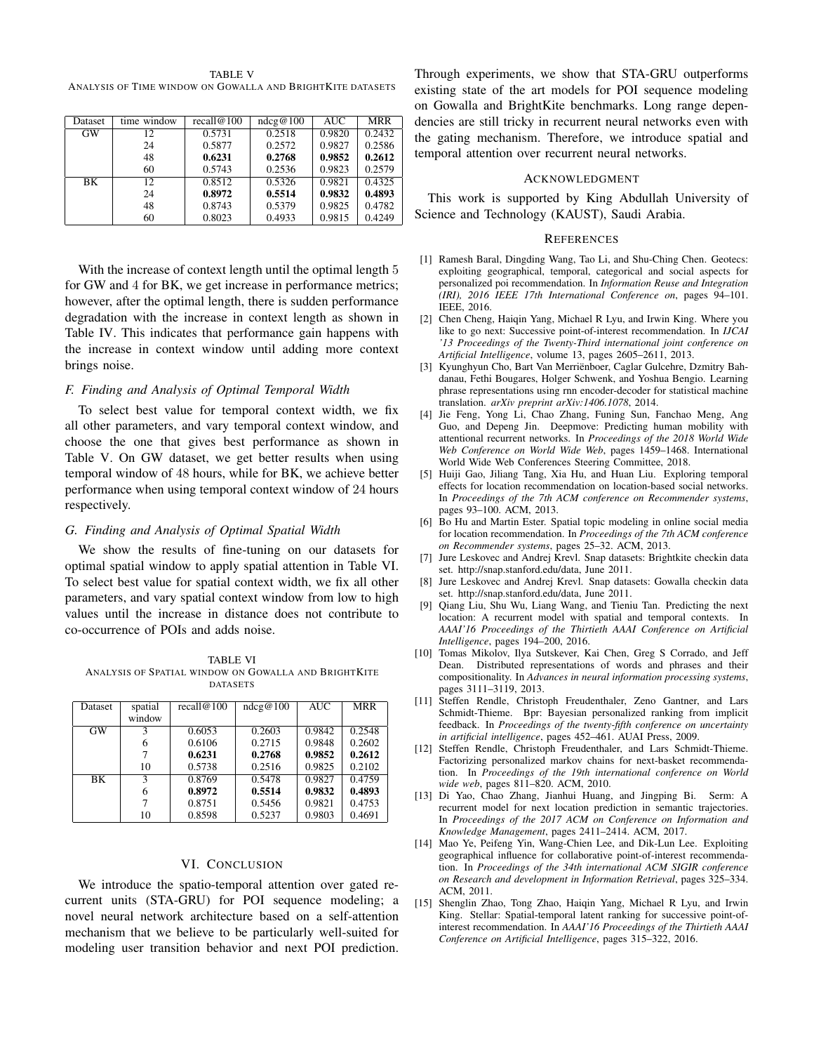TABLE V
ANALYSIS OF TIME WINDOW ON GOWALLA AND BRIGHTKITE DATASETS

| Dataset | time window | recall@100 | ndcg@100 | AUC | MRR |
|---|---|---|---|---|---|
| GW | 12 | 0.5731 | 0.2518 | 0.9820 | 0.2432 |
| | 24 | 0.5877 | 0.2572 | 0.9827 | 0.2586 |
| | 48 | **0.6231** | **0.2768** | **0.9852** | **0.2612** |
| | 60 | 0.5743 | 0.2536 | 0.9823 | 0.2579 |
| BK | 12 | 0.8512 | 0.5326 | 0.9821 | 0.4325 |
| | 24 | **0.8972** | **0.5514** | **0.9832** | **0.4893** |
| | 48 | 0.8743 | 0.5379 | 0.9825 | 0.4782 |
| | 60 | 0.8023 | 0.4933 | 0.9815 | 0.4249 |

With the increase of context length until the optimal length 5 for GW and 4 for BK, we get increase in performance metrics; however, after the optimal length, there is sudden performance degradation with the increase in context length as shown in Table IV. This indicates that performance gain happens with the increase in context window until adding more context brings noise.

### F. Finding and Analysis of Optimal Temporal Width

To select best value for temporal context width, we fix all other parameters, and vary temporal context window, and choose the one that gives best performance as shown in Table V. On GW dataset, we get better results when using temporal window of 48 hours, while for BK, we achieve better performance when using temporal context window of 24 hours respectively.

### G. Finding and Analysis of Optimal Spatial Width

We show the results of fine-tuning on our datasets for optimal spatial window to apply spatial attention in Table VI. To select best value for spatial context width, we fix all other parameters, and vary spatial context window from low to high values until the increase in distance does not contribute to co-occurrence of POIs and adds noise.

TABLE VI
ANALYSIS OF SPATIAL WINDOW ON GOWALLA AND BRIGHTKITE DATASETS

| Dataset | spatial window | recall@100 | ndcg@100 | AUC | MRR |
|---|---|---|---|---|---|
| GW | 3 | 0.6053 | 0.2603 | 0.9842 | 0.2548 |
| | 6 | 0.6106 | 0.2715 | 0.9848 | 0.2602 |
| | 7 | **0.6231** | **0.2768** | **0.9852** | **0.2612** |
| | 10 | 0.5738 | 0.2516 | 0.9825 | 0.2102 |
| BK | 3 | 0.8769 | 0.5478 | 0.9827 | 0.4759 |
| | 6 | **0.8972** | **0.5514** | **0.9832** | **0.4893** |
| | 7 | 0.8751 | 0.5456 | 0.9821 | 0.4753 |
| | 10 | 0.8598 | 0.5237 | 0.9803 | 0.4691 |

## VI. CONCLUSION

We introduce the spatio-temporal attention over gated recurrent units (STA-GRU) for POI sequence modeling; a novel neural network architecture based on a self-attention mechanism that we believe to be particularly well-suited for modeling user transition behavior and next POI prediction. Through experiments, we show that STA-GRU outperforms existing state of the art models for POI sequence modeling on Gowalla and BrightKite benchmarks. Long range dependencies are still tricky in recurrent neural networks even with the gating mechanism. Therefore, we introduce spatial and temporal attention over recurrent neural networks.

## ACKNOWLEDGMENT

This work is supported by King Abdullah University of Science and Technology (KAUST), Saudi Arabia.

## REFERENCES

[1] Ramesh Baral, Dingding Wang, Tao Li, and Shu-Ching Chen. Geotecs: exploiting geographical, temporal, categorical and social aspects for personalized poi recommendation. In *Information Reuse and Integration (IRI), 2016 IEEE 17th International Conference on*, pages 94–101. IEEE, 2016.

[2] Chen Cheng, Haiqin Yang, Michael R Lyu, and Irwin King. Where you like to go next: Successive point-of-interest recommendation. In *IJCAI '13 Proceedings of the Twenty-Third international joint conference on Artificial Intelligence*, volume 13, pages 2605–2611, 2013.

[3] Kyunghyun Cho, Bart Van Merriënboer, Caglar Gulcehre, Dzmitry Bahdanau, Fethi Bougares, Holger Schwenk, and Yoshua Bengio. Learning phrase representations using rnn encoder-decoder for statistical machine translation. *arXiv preprint arXiv:1406.1078*, 2014.

[4] Jie Feng, Yong Li, Chao Zhang, Funing Sun, Fanchao Meng, Ang Guo, and Depeng Jin. Deepmove: Predicting human mobility with attentional recurrent networks. In *Proceedings of the 2018 World Wide Web Conference on World Wide Web*, pages 1459–1468. International World Wide Web Conferences Steering Committee, 2018.

[5] Huiji Gao, Jiliang Tang, Xia Hu, and Huan Liu. Exploring temporal effects for location recommendation on location-based social networks. In *Proceedings of the 7th ACM conference on Recommender systems*, pages 93–100. ACM, 2013.

[6] Bo Hu and Martin Ester. Spatial topic modeling in online social media for location recommendation. In *Proceedings of the 7th ACM conference on Recommender systems*, pages 25–32. ACM, 2013.

[7] Jure Leskovec and Andrej Krevl. Snap datasets: Brightkite checkin data set. http://snap.stanford.edu/data, June 2011.

[8] Jure Leskovec and Andrej Krevl. Snap datasets: Gowalla checkin data set. http://snap.stanford.edu/data, June 2011.

[9] Qiang Liu, Shu Wu, Liang Wang, and Tieniu Tan. Predicting the next location: A recurrent model with spatial and temporal contexts. In *AAAI'16 Proceedings of the Thirtieth AAAI Conference on Artificial Intelligence*, pages 194–200, 2016.

[10] Tomas Mikolov, Ilya Sutskever, Kai Chen, Greg S Corrado, and Jeff Dean. Distributed representations of words and phrases and their compositionality. In *Advances in neural information processing systems*, pages 3111–3119, 2013.

[11] Steffen Rendle, Christoph Freudenthaler, Zeno Gantner, and Lars Schmidt-Thieme. Bpr: Bayesian personalized ranking from implicit feedback. In *Proceedings of the twenty-fifth conference on uncertainty in artificial intelligence*, pages 452–461. AUAI Press, 2009.

[12] Steffen Rendle, Christoph Freudenthaler, and Lars Schmidt-Thieme. Factorizing personalized markov chains for next-basket recommendation. In *Proceedings of the 19th international conference on World wide web*, pages 811–820. ACM, 2010.

[13] Di Yao, Chao Zhang, Jianhui Huang, and Jingping Bi. Serm: A recurrent model for next location prediction in semantic trajectories. In *Proceedings of the 2017 ACM on Conference on Information and Knowledge Management*, pages 2411–2414. ACM, 2017.

[14] Mao Ye, Peifeng Yin, Wang-Chien Lee, and Dik-Lun Lee. Exploiting geographical influence for collaborative point-of-interest recommendation. In *Proceedings of the 34th international ACM SIGIR conference on Research and development in Information Retrieval*, pages 325–334. ACM, 2011.

[15] Shenglin Zhao, Tong Zhao, Haiqin Yang, Michael R Lyu, and Irwin King. Stellar: Spatial-temporal latent ranking for successive point-of-interest recommendation. In *AAAI'16 Proceedings of the Thirtieth AAAI Conference on Artificial Intelligence*, pages 315–322, 2016.